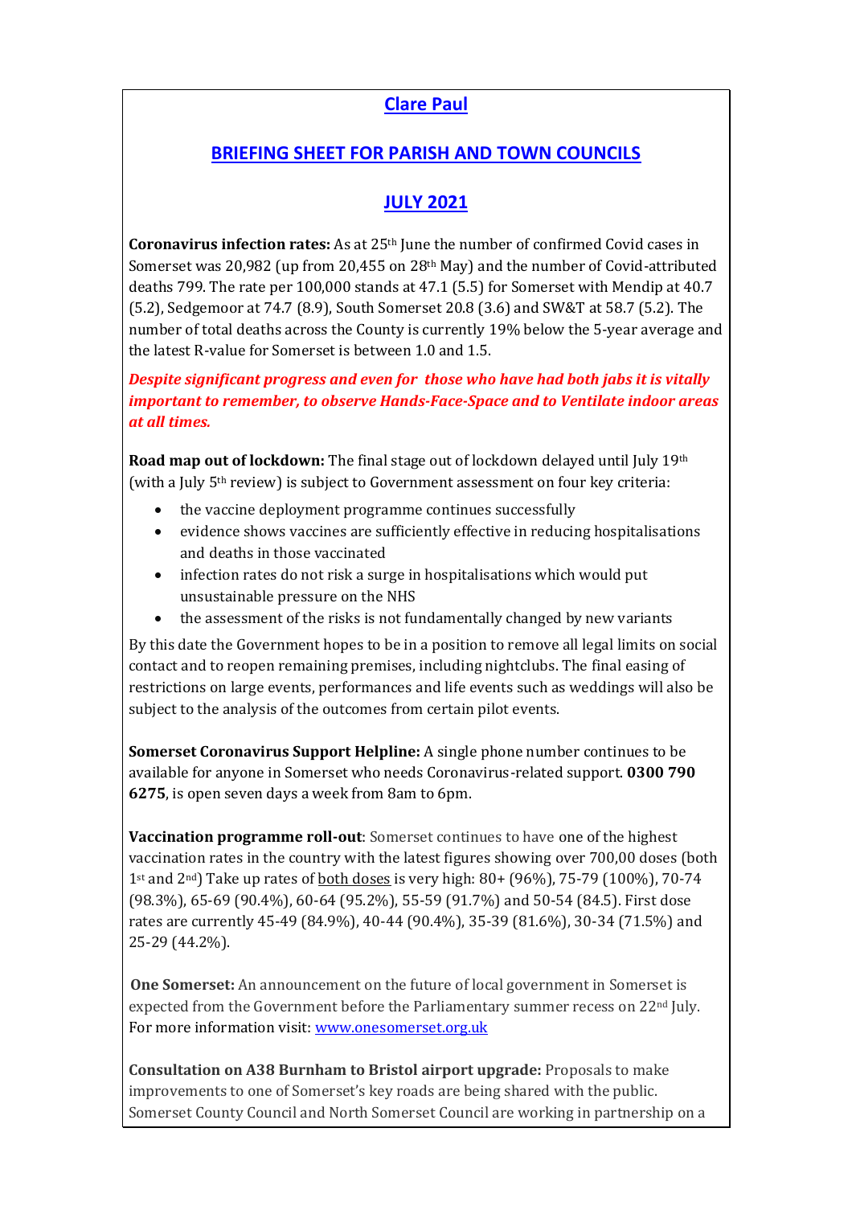# Clare Paul

## BRIEFING SHEET FOR PARISH AND TOWN COUNCILS

## JULY 2021

**Coronavirus infection rates:** As at 25th June the number of confirmed Covid cases in Somerset was 20,982 (up from 20,455 on 28th May) and the number of Covid-attributed deaths 799. The rate per 100,000 stands at 47.1 (5.5) for Somerset with Mendip at 40.7 (5.2), Sedgemoor at 74.7 (8.9), South Somerset 20.8 (3.6) and SW&T at 58.7 (5.2). The number of total deaths across the County is currently 19% below the 5-year average and the latest R-value for Somerset is between 1.0 and 1.5.

***Despite significant progress and even for those who have had both jabs it is vitally important to remember, to observe Hands-Face-Space and to Ventilate indoor areas at all times.***

**Road map out of lockdown:** The final stage out of lockdown delayed until July 19th (with a July 5th review) is subject to Government assessment on four key criteria:

- the vaccine deployment programme continues successfully
- evidence shows vaccines are sufficiently effective in reducing hospitalisations and deaths in those vaccinated
- infection rates do not risk a surge in hospitalisations which would put unsustainable pressure on the NHS
- the assessment of the risks is not fundamentally changed by new variants

By this date the Government hopes to be in a position to remove all legal limits on social contact and to reopen remaining premises, including nightclubs. The final easing of restrictions on large events, performances and life events such as weddings will also be subject to the analysis of the outcomes from certain pilot events.

**Somerset Coronavirus Support Helpline:** A single phone number continues to be available for anyone in Somerset who needs Coronavirus-related support. **0300 790 6275**, is open seven days a week from 8am to 6pm.

**Vaccination programme roll-out**: Somerset continues to have one of the highest vaccination rates in the country with the latest figures showing over 700,00 doses (both 1st and 2nd) Take up rates of both doses is very high: 80+ (96%), 75-79 (100%), 70-74 (98.3%), 65-69 (90.4%), 60-64 (95.2%), 55-59 (91.7%) and 50-54 (84.5). First dose rates are currently 45-49 (84.9%), 40-44 (90.4%), 35-39 (81.6%), 30-34 (71.5%) and 25-29 (44.2%).

**One Somerset:** An announcement on the future of local government in Somerset is expected from the Government before the Parliamentary summer recess on 22nd July. For more information visit: [www.onesomerset.org.uk](www.onesomerset.org.uk)

**Consultation on A38 Burnham to Bristol airport upgrade:** Proposals to make improvements to one of Somerset's key roads are being shared with the public. Somerset County Council and North Somerset Council are working in partnership on a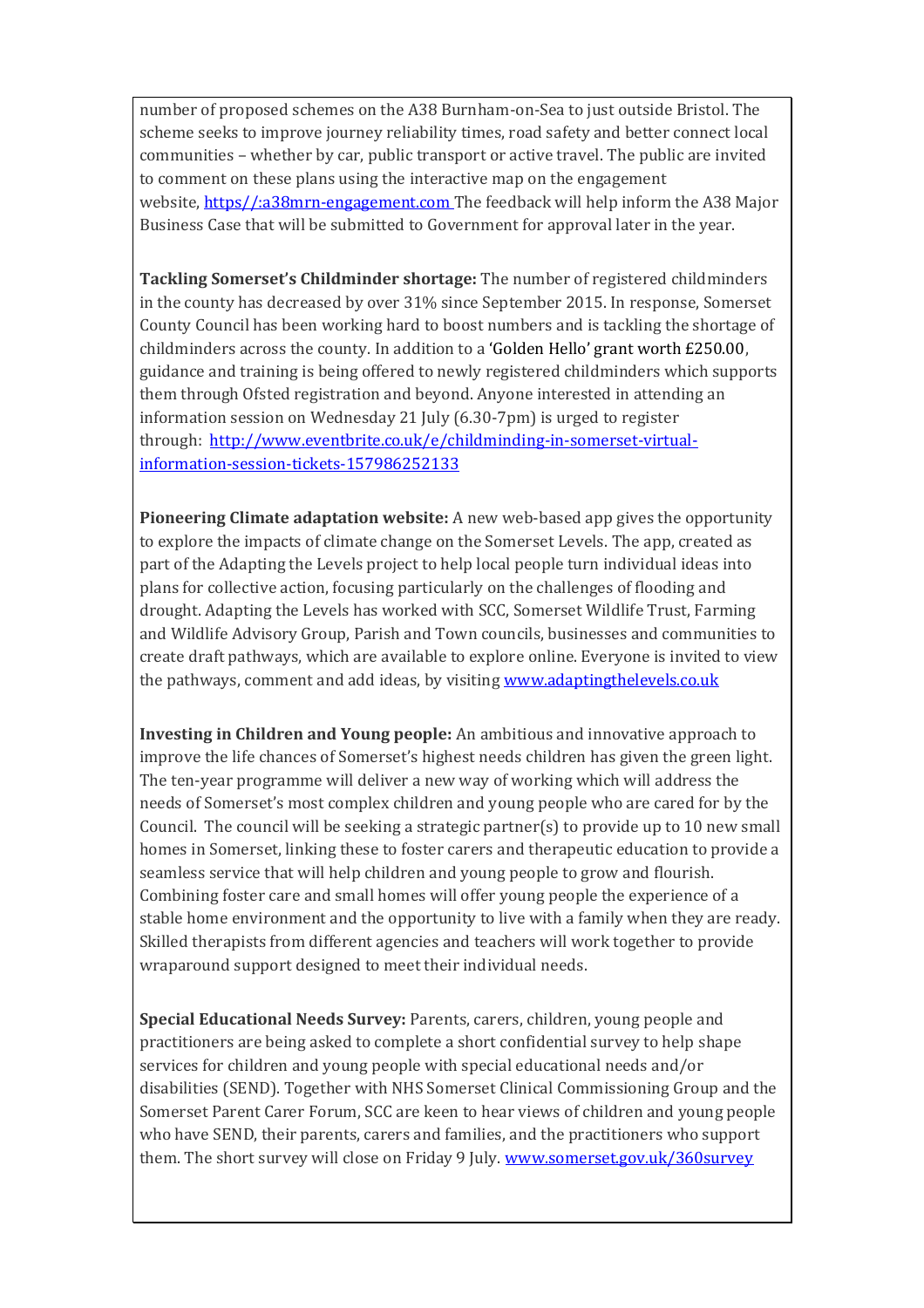number of proposed schemes on the A38 Burnham-on-Sea to just outside Bristol. The scheme seeks to improve journey reliability times, road safety and better connect local communities – whether by car, public transport or active travel. The public are invited to comment on these plans using the interactive map on the engagement website, https//:a38mrn-engagement.com The feedback will help inform the A38 Major Business Case that will be submitted to Government for approval later in the year.

**Tackling Somerset's Childminder shortage:** The number of registered childminders in the county has decreased by over 31% since September 2015. In response, Somerset County Council has been working hard to boost numbers and is tackling the shortage of childminders across the county. In addition to a 'Golden Hello' grant worth £250.00, guidance and training is being offered to newly registered childminders which supports them through Ofsted registration and beyond. Anyone interested in attending an information session on Wednesday 21 July (6.30-7pm) is urged to register through: http://www.eventbrite.co.uk/e/childminding-in-somerset-virtual-information-session-tickets-157986252133

**Pioneering Climate adaptation website:** A new web-based app gives the opportunity to explore the impacts of climate change on the Somerset Levels. The app, created as part of the Adapting the Levels project to help local people turn individual ideas into plans for collective action, focusing particularly on the challenges of flooding and drought. Adapting the Levels has worked with SCC, Somerset Wildlife Trust, Farming and Wildlife Advisory Group, Parish and Town councils, businesses and communities to create draft pathways, which are available to explore online. Everyone is invited to view the pathways, comment and add ideas, by visiting www.adaptingthelevels.co.uk

**Investing in Children and Young people:** An ambitious and innovative approach to improve the life chances of Somerset's highest needs children has given the green light. The ten-year programme will deliver a new way of working which will address the needs of Somerset's most complex children and young people who are cared for by the Council. The council will be seeking a strategic partner(s) to provide up to 10 new small homes in Somerset, linking these to foster carers and therapeutic education to provide a seamless service that will help children and young people to grow and flourish. Combining foster care and small homes will offer young people the experience of a stable home environment and the opportunity to live with a family when they are ready. Skilled therapists from different agencies and teachers will work together to provide wraparound support designed to meet their individual needs.

**Special Educational Needs Survey:** Parents, carers, children, young people and practitioners are being asked to complete a short confidential survey to help shape services for children and young people with special educational needs and/or disabilities (SEND). Together with NHS Somerset Clinical Commissioning Group and the Somerset Parent Carer Forum, SCC are keen to hear views of children and young people who have SEND, their parents, carers and families, and the practitioners who support them. The short survey will close on Friday 9 July. www.somerset.gov.uk/360survey